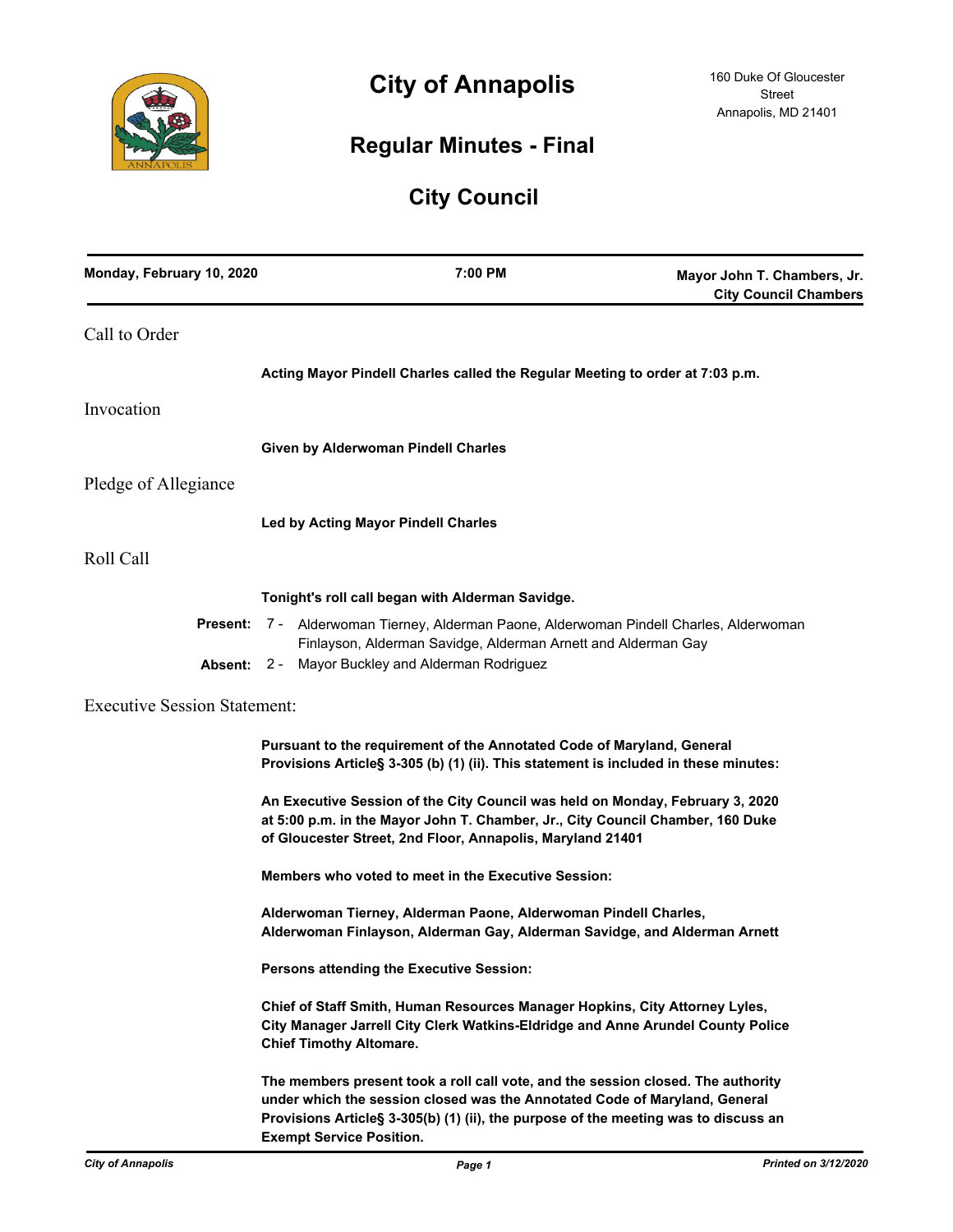# City of Annapolis

160 Duke Of Gloucester Street
Annapolis, MD 21401

## Regular Minutes - Final

## City Council

**Monday, February 10, 2020** | **7:00 PM** | **Mayor John T. Chambers, Jr. City Council Chambers**

### Call to Order

**Acting Mayor Pindell Charles called the Regular Meeting to order at 7:03 p.m.**

### Invocation

**Given by Alderwoman Pindell Charles**

### Pledge of Allegiance

**Led by Acting Mayor Pindell Charles**

### Roll Call

**Tonight's roll call began with Alderman Savidge.**

**Present:** 7 - Alderwoman Tierney, Alderman Paone, Alderwoman Pindell Charles, Alderwoman Finlayson, Alderman Savidge, Alderman Arnett and Alderman Gay

**Absent:** 2 - Mayor Buckley and Alderman Rodriguez

### Executive Session Statement:

**Pursuant to the requirement of the Annotated Code of Maryland, General Provisions Article§ 3-305 (b) (1) (ii). This statement is included in these minutes:**

**An Executive Session of the City Council was held on Monday, February 3, 2020 at 5:00 p.m. in the Mayor John T. Chamber, Jr., City Council Chamber, 160 Duke of Gloucester Street, 2nd Floor, Annapolis, Maryland 21401**

**Members who voted to meet in the Executive Session:**

**Alderwoman Tierney, Alderman Paone, Alderwoman Pindell Charles, Alderwoman Finlayson, Alderman Gay, Alderman Savidge, and Alderman Arnett**

**Persons attending the Executive Session:**

**Chief of Staff Smith, Human Resources Manager Hopkins, City Attorney Lyles, City Manager Jarrell City Clerk Watkins-Eldridge and Anne Arundel County Police Chief Timothy Altomare.**

**The members present took a roll call vote, and the session closed. The authority under which the session closed was the Annotated Code of Maryland, General Provisions Article§ 3-305(b) (1) (ii), the purpose of the meeting was to discuss an Exempt Service Position.**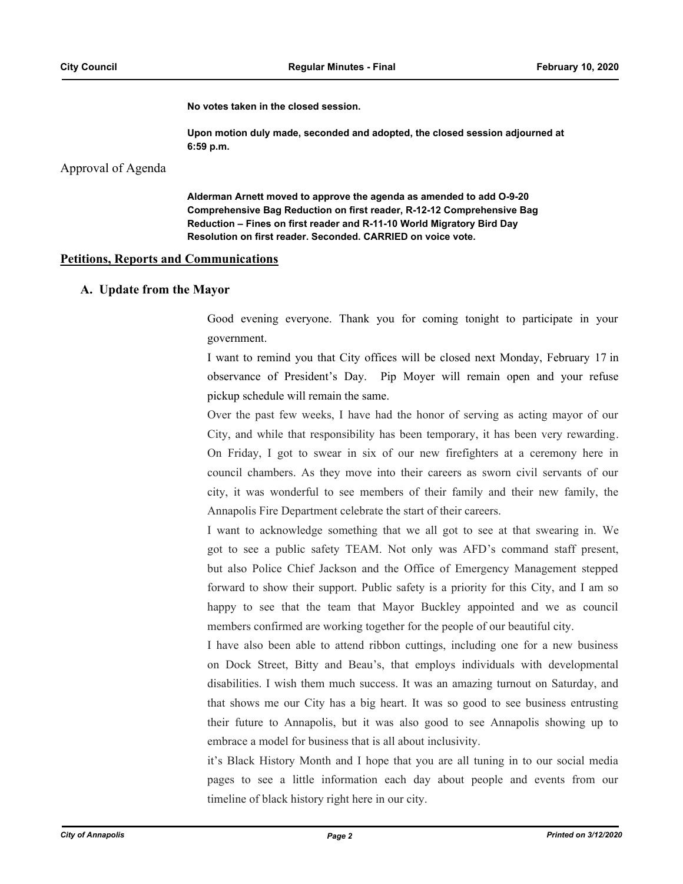**No votes taken in the closed session.**

**Upon motion duly made, seconded and adopted, the closed session adjourned at 6:59 p.m.**

Approval of Agenda

**Alderman Arnett moved to approve the agenda as amended to add O-9-20 Comprehensive Bag Reduction on first reader, R-12-12 Comprehensive Bag Reduction – Fines on first reader and R-11-10 World Migratory Bird Day Resolution on first reader. Seconded. CARRIED on voice vote.**

## Petitions, Reports and Communications

### A. Update from the Mayor

Good evening everyone. Thank you for coming tonight to participate in your government.

I want to remind you that City offices will be closed next Monday, February 17 in observance of President's Day. Pip Moyer will remain open and your refuse pickup schedule will remain the same.

Over the past few weeks, I have had the honor of serving as acting mayor of our City, and while that responsibility has been temporary, it has been very rewarding. On Friday, I got to swear in six of our new firefighters at a ceremony here in council chambers. As they move into their careers as sworn civil servants of our city, it was wonderful to see members of their family and their new family, the Annapolis Fire Department celebrate the start of their careers.

I want to acknowledge something that we all got to see at that swearing in. We got to see a public safety TEAM. Not only was AFD's command staff present, but also Police Chief Jackson and the Office of Emergency Management stepped forward to show their support. Public safety is a priority for this City, and I am so happy to see that the team that Mayor Buckley appointed and we as council members confirmed are working together for the people of our beautiful city.

I have also been able to attend ribbon cuttings, including one for a new business on Dock Street, Bitty and Beau's, that employs individuals with developmental disabilities. I wish them much success. It was an amazing turnout on Saturday, and that shows me our City has a big heart. It was so good to see business entrusting their future to Annapolis, but it was also good to see Annapolis showing up to embrace a model for business that is all about inclusivity.

it's Black History Month and I hope that you are all tuning in to our social media pages to see a little information each day about people and events from our timeline of black history right here in our city.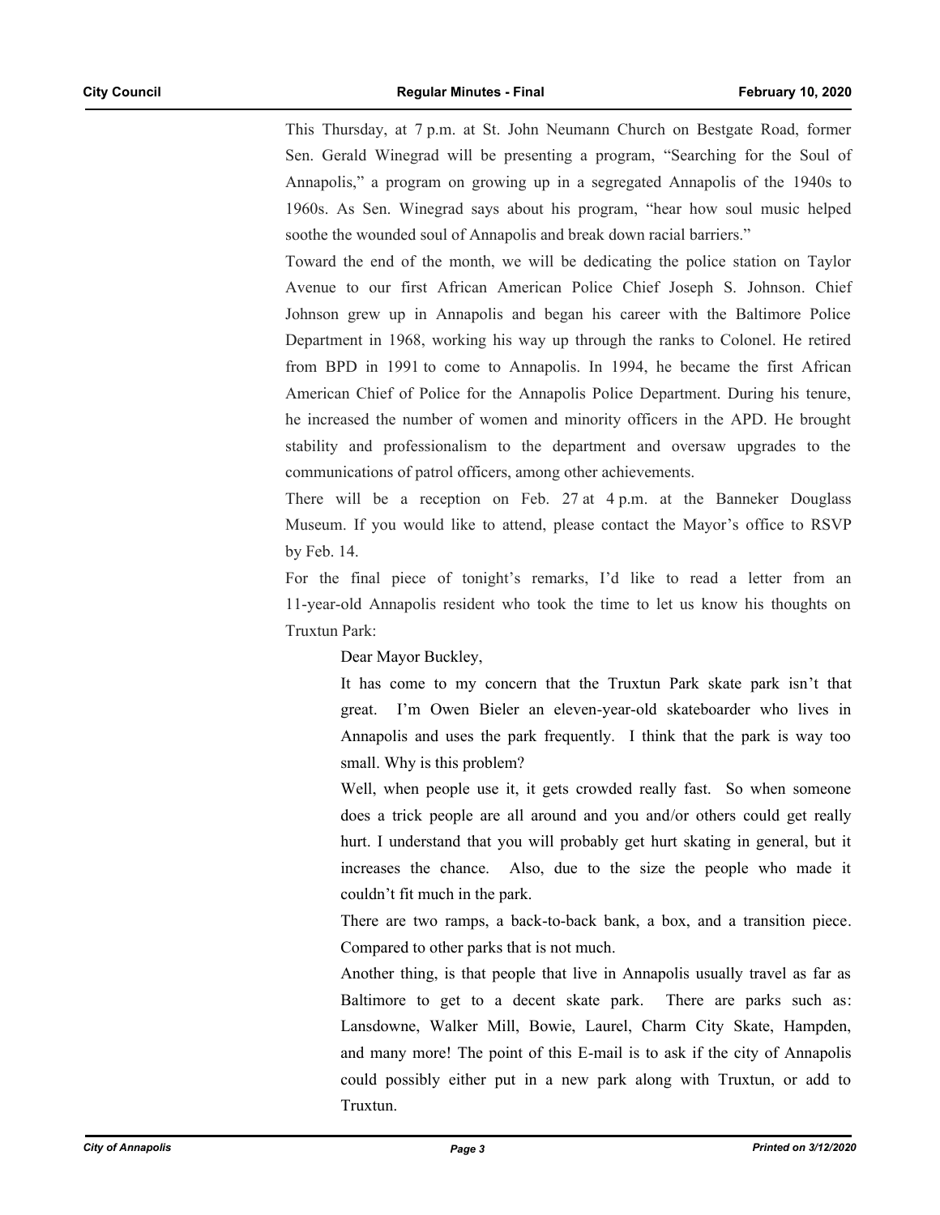This Thursday, at 7 p.m. at St. John Neumann Church on Bestgate Road, former Sen. Gerald Winegrad will be presenting a program, "Searching for the Soul of Annapolis," a program on growing up in a segregated Annapolis of the 1940s to 1960s. As Sen. Winegrad says about his program, "hear how soul music helped soothe the wounded soul of Annapolis and break down racial barriers."

Toward the end of the month, we will be dedicating the police station on Taylor Avenue to our first African American Police Chief Joseph S. Johnson. Chief Johnson grew up in Annapolis and began his career with the Baltimore Police Department in 1968, working his way up through the ranks to Colonel. He retired from BPD in 1991 to come to Annapolis. In 1994, he became the first African American Chief of Police for the Annapolis Police Department. During his tenure, he increased the number of women and minority officers in the APD. He brought stability and professionalism to the department and oversaw upgrades to the communications of patrol officers, among other achievements.

There will be a reception on Feb. 27 at 4 p.m. at the Banneker Douglass Museum. If you would like to attend, please contact the Mayor's office to RSVP by Feb. 14.

For the final piece of tonight's remarks, I'd like to read a letter from an 11-year-old Annapolis resident who took the time to let us know his thoughts on Truxtun Park:

> Dear Mayor Buckley,
>
> It has come to my concern that the Truxtun Park skate park isn't that great. I'm Owen Bieler an eleven-year-old skateboarder who lives in Annapolis and uses the park frequently. I think that the park is way too small. Why is this problem?
>
> Well, when people use it, it gets crowded really fast. So when someone does a trick people are all around and you and/or others could get really hurt. I understand that you will probably get hurt skating in general, but it increases the chance. Also, due to the size the people who made it couldn't fit much in the park.
>
> There are two ramps, a back-to-back bank, a box, and a transition piece. Compared to other parks that is not much.
>
> Another thing, is that people that live in Annapolis usually travel as far as Baltimore to get to a decent skate park. There are parks such as: Lansdowne, Walker Mill, Bowie, Laurel, Charm City Skate, Hampden, and many more! The point of this E-mail is to ask if the city of Annapolis could possibly either put in a new park along with Truxtun, or add to Truxtun.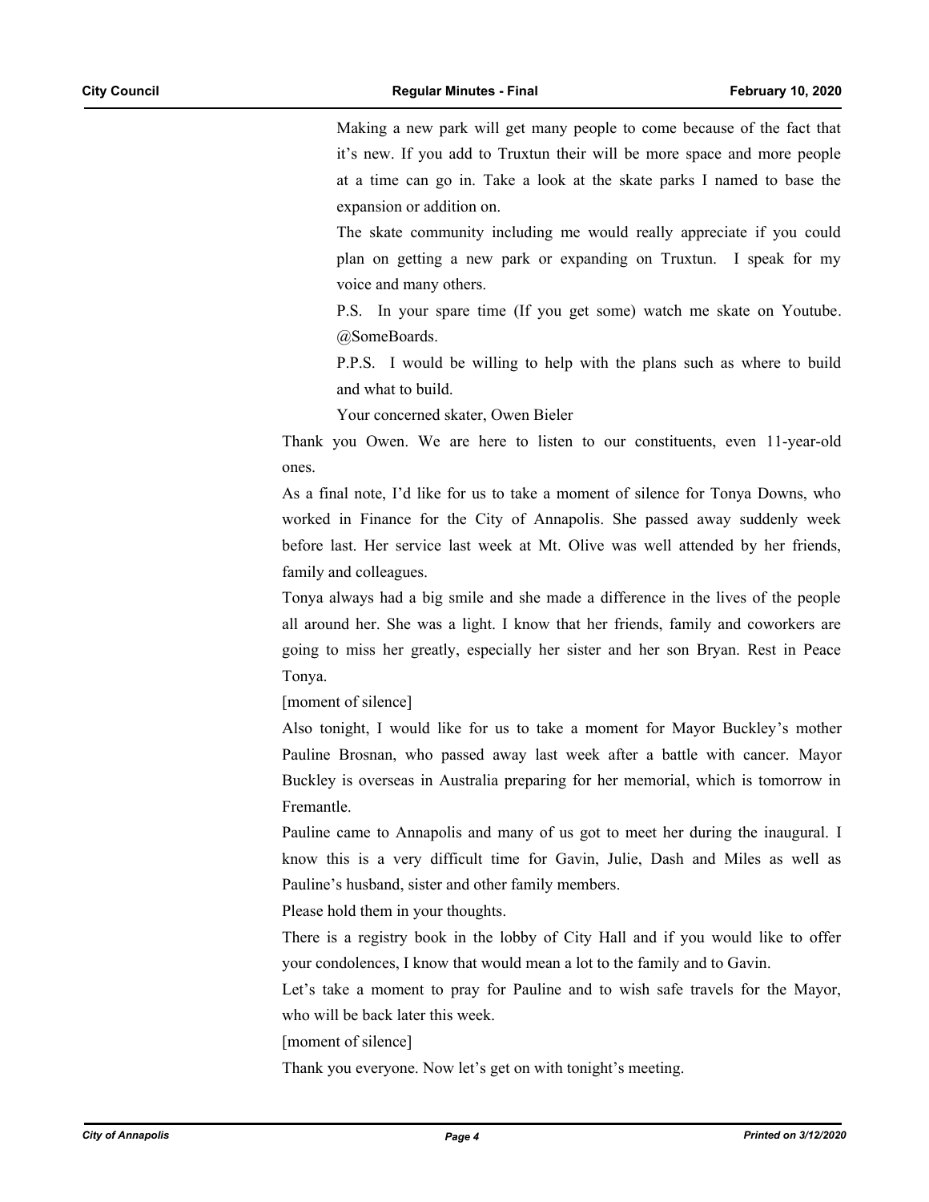Making a new park will get many people to come because of the fact that it's new. If you add to Truxtun their will be more space and more people at a time can go in. Take a look at the skate parks I named to base the expansion or addition on.

The skate community including me would really appreciate if you could plan on getting a new park or expanding on Truxtun. I speak for my voice and many others.

P.S. In your spare time (If you get some) watch me skate on Youtube. @SomeBoards.

P.P.S. I would be willing to help with the plans such as where to build and what to build.

Your concerned skater, Owen Bieler

Thank you Owen. We are here to listen to our constituents, even 11-year-old ones.

As a final note, I'd like for us to take a moment of silence for Tonya Downs, who worked in Finance for the City of Annapolis. She passed away suddenly week before last. Her service last week at Mt. Olive was well attended by her friends, family and colleagues.

Tonya always had a big smile and she made a difference in the lives of the people all around her. She was a light. I know that her friends, family and coworkers are going to miss her greatly, especially her sister and her son Bryan. Rest in Peace Tonya.

[moment of silence]

Also tonight, I would like for us to take a moment for Mayor Buckley's mother Pauline Brosnan, who passed away last week after a battle with cancer. Mayor Buckley is overseas in Australia preparing for her memorial, which is tomorrow in Fremantle.

Pauline came to Annapolis and many of us got to meet her during the inaugural. I know this is a very difficult time for Gavin, Julie, Dash and Miles as well as Pauline's husband, sister and other family members.

Please hold them in your thoughts.

There is a registry book in the lobby of City Hall and if you would like to offer your condolences, I know that would mean a lot to the family and to Gavin.

Let's take a moment to pray for Pauline and to wish safe travels for the Mayor, who will be back later this week.

[moment of silence]

Thank you everyone. Now let's get on with tonight's meeting.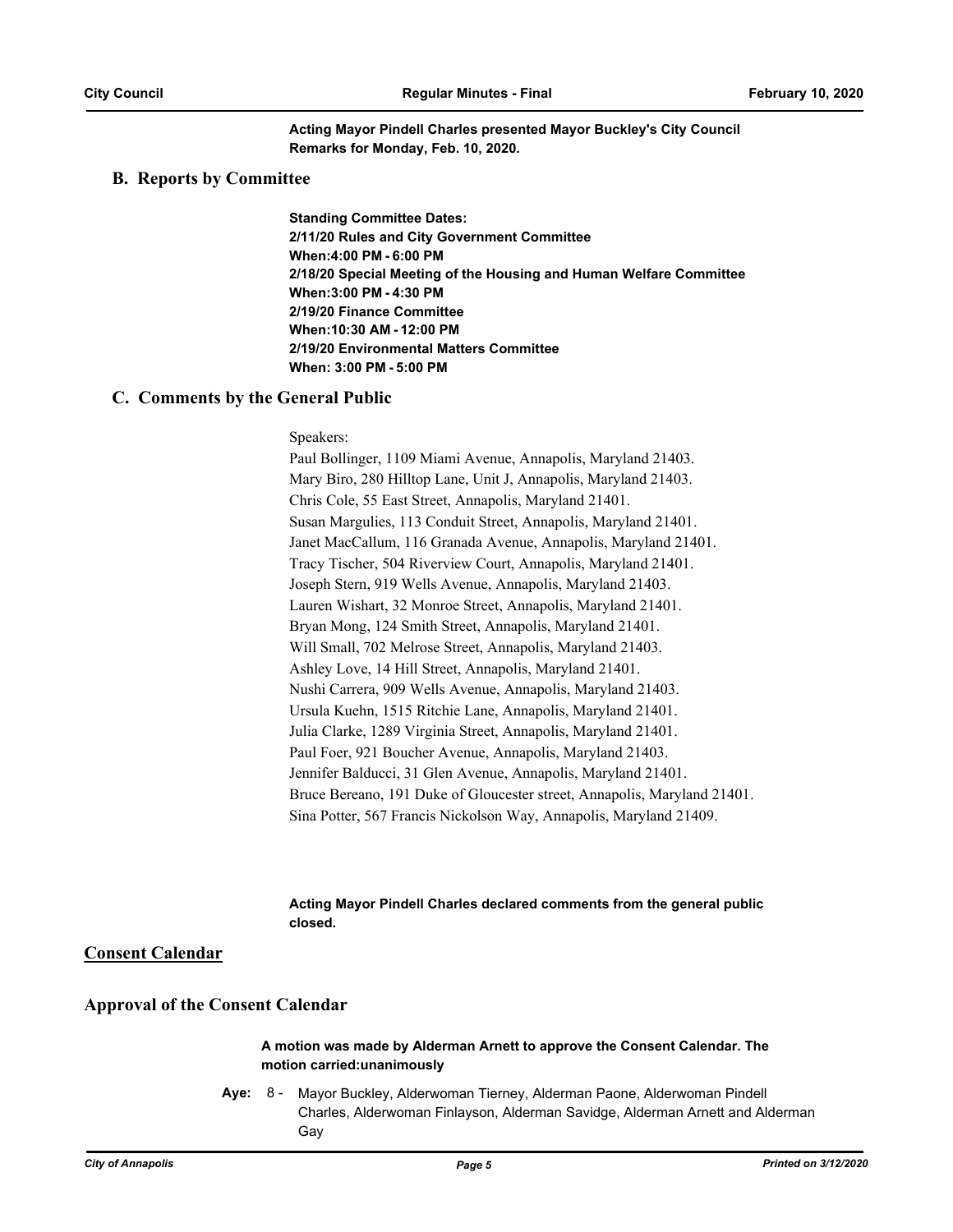**Acting Mayor Pindell Charles presented Mayor Buckley's City Council Remarks for Monday, Feb. 10, 2020.**

## B. Reports by Committee

**Standing Committee Dates:**
**2/11/20 Rules and City Government Committee**
**When:4:00 PM - 6:00 PM**
**2/18/20 Special Meeting of the Housing and Human Welfare Committee**
**When:3:00 PM - 4:30 PM**
**2/19/20 Finance Committee**
**When:10:30 AM - 12:00 PM**
**2/19/20 Environmental Matters Committee**
**When: 3:00 PM - 5:00 PM**

## C. Comments by the General Public

Speakers:
Paul Bollinger, 1109 Miami Avenue, Annapolis, Maryland 21403.
Mary Biro, 280 Hilltop Lane, Unit J, Annapolis, Maryland 21403.
Chris Cole, 55 East Street, Annapolis, Maryland 21401.
Susan Margulies, 113 Conduit Street, Annapolis, Maryland 21401.
Janet MacCallum, 116 Granada Avenue, Annapolis, Maryland 21401.
Tracy Tischer, 504 Riverview Court, Annapolis, Maryland 21401.
Joseph Stern, 919 Wells Avenue, Annapolis, Maryland 21403.
Lauren Wishart, 32 Monroe Street, Annapolis, Maryland 21401.
Bryan Mong, 124 Smith Street, Annapolis, Maryland 21401.
Will Small, 702 Melrose Street, Annapolis, Maryland 21403.
Ashley Love, 14 Hill Street, Annapolis, Maryland 21401.
Nushi Carrera, 909 Wells Avenue, Annapolis, Maryland 21403.
Ursula Kuehn, 1515 Ritchie Lane, Annapolis, Maryland 21401.
Julia Clarke, 1289 Virginia Street, Annapolis, Maryland 21401.
Paul Foer, 921 Boucher Avenue, Annapolis, Maryland 21403.
Jennifer Balducci, 31 Glen Avenue, Annapolis, Maryland 21401.
Bruce Bereano, 191 Duke of Gloucester street, Annapolis, Maryland 21401.
Sina Potter, 567 Francis Nickolson Way, Annapolis, Maryland 21409.

**Acting Mayor Pindell Charles declared comments from the general public closed.**

# Consent Calendar

## Approval of the Consent Calendar

**A motion was made by Alderman Arnett to approve the Consent Calendar. The motion carried:unanimously**

**Aye:** 8 - Mayor Buckley, Alderwoman Tierney, Alderman Paone, Alderwoman Pindell Charles, Alderwoman Finlayson, Alderman Savidge, Alderman Arnett and Alderman Gay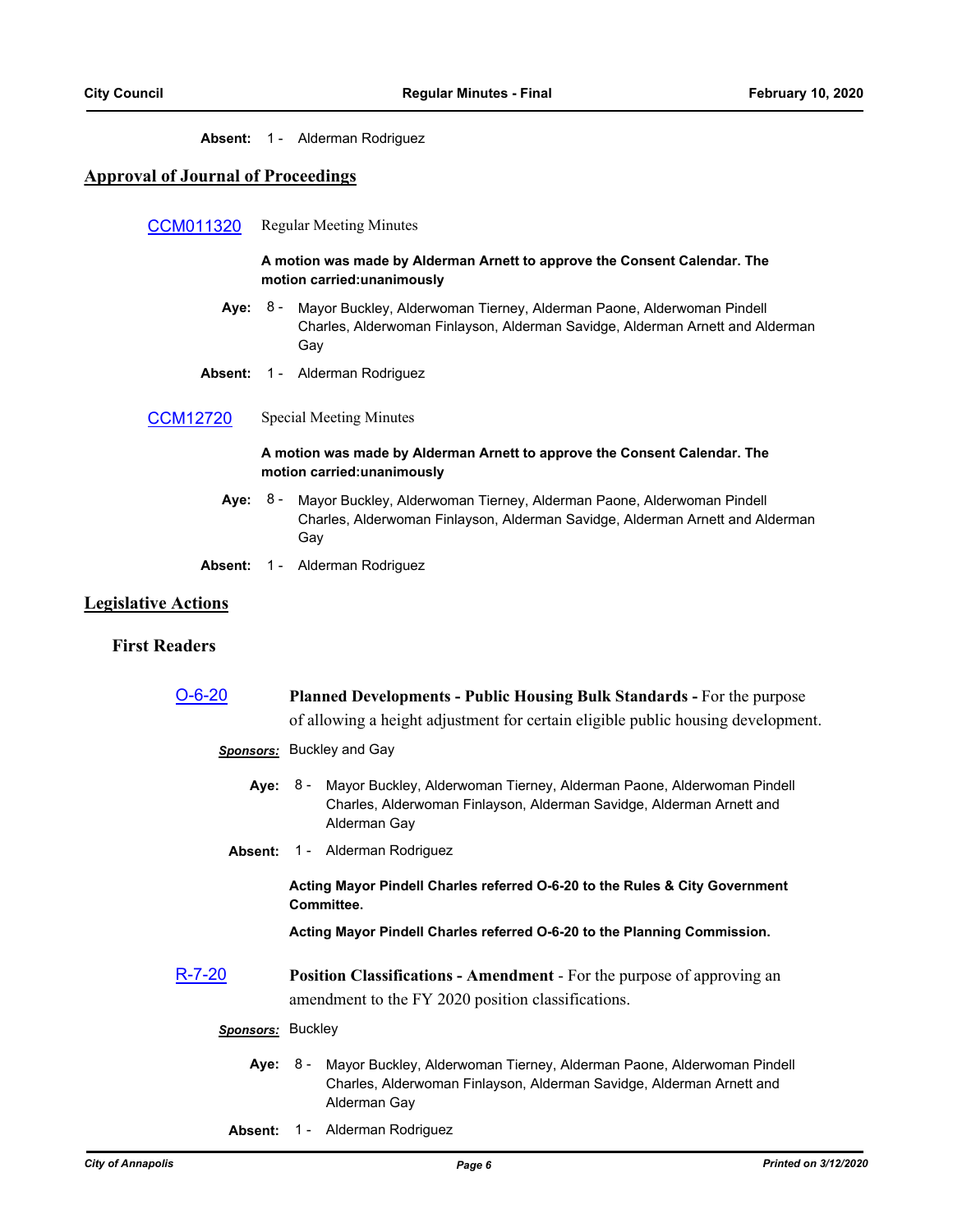**Absent:** 1 - Alderman Rodriguez

## Approval of Journal of Proceedings

CCM011320 Regular Meeting Minutes

**A motion was made by Alderman Arnett to approve the Consent Calendar. The motion carried:unanimously**

**Aye:** 8 - Mayor Buckley, Alderwoman Tierney, Alderman Paone, Alderwoman Pindell Charles, Alderwoman Finlayson, Alderman Savidge, Alderman Arnett and Alderman Gay

**Absent:** 1 - Alderman Rodriguez

CCM12720 Special Meeting Minutes

**A motion was made by Alderman Arnett to approve the Consent Calendar. The motion carried:unanimously**

**Aye:** 8 - Mayor Buckley, Alderwoman Tierney, Alderman Paone, Alderwoman Pindell Charles, Alderwoman Finlayson, Alderman Savidge, Alderman Arnett and Alderman Gay

**Absent:** 1 - Alderman Rodriguez

## Legislative Actions

### First Readers

O-6-20 **Planned Developments - Public Housing Bulk Standards -** For the purpose of allowing a height adjustment for certain eligible public housing development.

***Sponsors:*** Buckley and Gay

**Aye:** 8 - Mayor Buckley, Alderwoman Tierney, Alderman Paone, Alderwoman Pindell Charles, Alderwoman Finlayson, Alderman Savidge, Alderman Arnett and Alderman Gay

**Absent:** 1 - Alderman Rodriguez

**Acting Mayor Pindell Charles referred O-6-20 to the Rules & City Government Committee.**

**Acting Mayor Pindell Charles referred O-6-20 to the Planning Commission.**

R-7-20 **Position Classifications - Amendment** - For the purpose of approving an amendment to the FY 2020 position classifications.

***Sponsors:*** Buckley

**Aye:** 8 - Mayor Buckley, Alderwoman Tierney, Alderman Paone, Alderwoman Pindell Charles, Alderwoman Finlayson, Alderman Savidge, Alderman Arnett and Alderman Gay

**Absent:** 1 - Alderman Rodriguez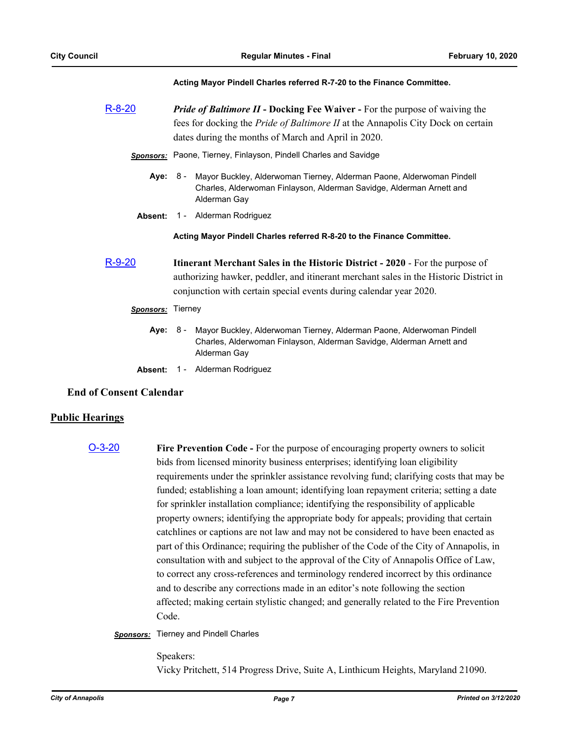**Acting Mayor Pindell Charles referred R-7-20 to the Finance Committee.**

[R-8-20](R-8-20) ***Pride of Baltimore II* - Docking Fee Waiver -** For the purpose of waiving the fees for docking the *Pride of Baltimore II* at the Annapolis City Dock on certain dates during the months of March and April in 2020.

***Sponsors:*** Paone, Tierney, Finlayson, Pindell Charles and Savidge

**Aye:** 8 - Mayor Buckley, Alderwoman Tierney, Alderman Paone, Alderwoman Pindell Charles, Alderwoman Finlayson, Alderman Savidge, Alderman Arnett and Alderman Gay

**Absent:** 1 - Alderman Rodriguez

**Acting Mayor Pindell Charles referred R-8-20 to the Finance Committee.**

[R-9-20](R-9-20) **Itinerant Merchant Sales in the Historic District - 2020** - For the purpose of authorizing hawker, peddler, and itinerant merchant sales in the Historic District in conjunction with certain special events during calendar year 2020.

***Sponsors:*** Tierney

**Aye:** 8 - Mayor Buckley, Alderwoman Tierney, Alderman Paone, Alderwoman Pindell Charles, Alderwoman Finlayson, Alderman Savidge, Alderman Arnett and Alderman Gay

**Absent:** 1 - Alderman Rodriguez

### End of Consent Calendar

## Public Hearings

[O-3-20](O-3-20) **Fire Prevention Code -** For the purpose of encouraging property owners to solicit bids from licensed minority business enterprises; identifying loan eligibility requirements under the sprinkler assistance revolving fund; clarifying costs that may be funded; establishing a loan amount; identifying loan repayment criteria; setting a date for sprinkler installation compliance; identifying the responsibility of applicable property owners; identifying the appropriate body for appeals; providing that certain catchlines or captions are not law and may not be considered to have been enacted as part of this Ordinance; requiring the publisher of the Code of the City of Annapolis, in consultation with and subject to the approval of the City of Annapolis Office of Law, to correct any cross-references and terminology rendered incorrect by this ordinance and to describe any corrections made in an editor's note following the section affected; making certain stylistic changed; and generally related to the Fire Prevention Code.

***Sponsors:*** Tierney and Pindell Charles

Speakers:
Vicky Pritchett, 514 Progress Drive, Suite A, Linthicum Heights, Maryland 21090.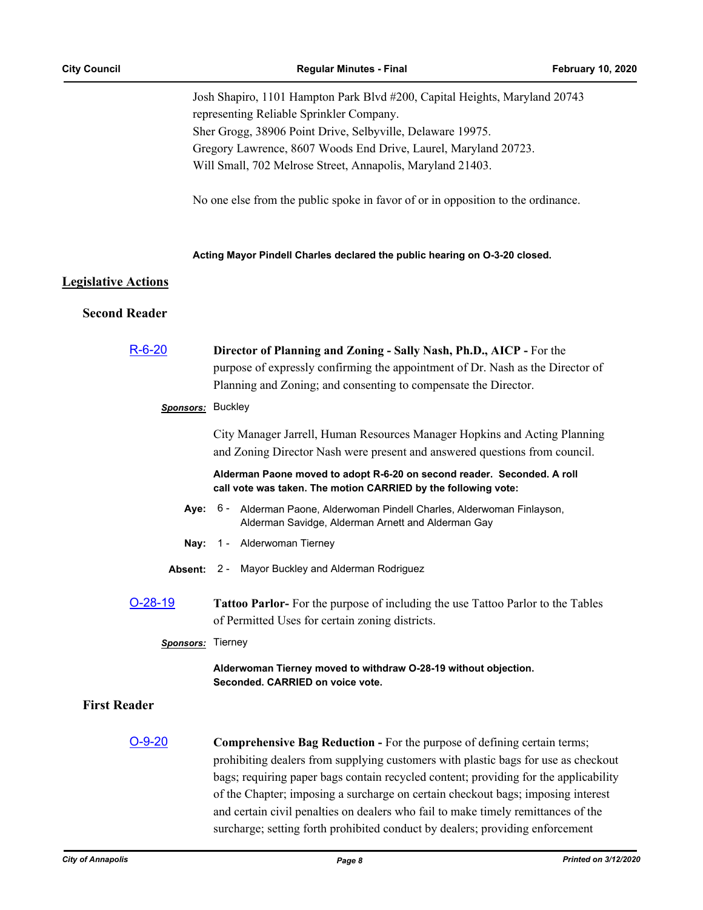Josh Shapiro, 1101 Hampton Park Blvd #200, Capital Heights, Maryland 20743 representing Reliable Sprinkler Company.
Sher Grogg, 38906 Point Drive, Selbyville, Delaware 19975.
Gregory Lawrence, 8607 Woods End Drive, Laurel, Maryland 20723.
Will Small, 702 Melrose Street, Annapolis, Maryland 21403.

No one else from the public spoke in favor of or in opposition to the ordinance.

**Acting Mayor Pindell Charles declared the public hearing on O-3-20 closed.**

## Legislative Actions

### Second Reader

[R-6-20] **Director of Planning and Zoning - Sally Nash, Ph.D., AICP -** For the purpose of expressly confirming the appointment of Dr. Nash as the Director of Planning and Zoning; and consenting to compensate the Director.

***Sponsors:*** Buckley

City Manager Jarrell, Human Resources Manager Hopkins and Acting Planning and Zoning Director Nash were present and answered questions from council.

**Alderman Paone moved to adopt R-6-20 on second reader. Seconded. A roll call vote was taken. The motion CARRIED by the following vote:**

**Aye:** 6 - Alderman Paone, Alderwoman Pindell Charles, Alderwoman Finlayson, Alderman Savidge, Alderman Arnett and Alderman Gay

**Nay:** 1 - Alderwoman Tierney

**Absent:** 2 - Mayor Buckley and Alderman Rodriguez

[O-28-19] **Tattoo Parlor-** For the purpose of including the use Tattoo Parlor to the Tables of Permitted Uses for certain zoning districts.

***Sponsors:*** Tierney

**Alderwoman Tierney moved to withdraw O-28-19 without objection. Seconded. CARRIED on voice vote.**

### First Reader

[O-9-20] **Comprehensive Bag Reduction -** For the purpose of defining certain terms; prohibiting dealers from supplying customers with plastic bags for use as checkout bags; requiring paper bags contain recycled content; providing for the applicability of the Chapter; imposing a surcharge on certain checkout bags; imposing interest and certain civil penalties on dealers who fail to make timely remittances of the surcharge; setting forth prohibited conduct by dealers; providing enforcement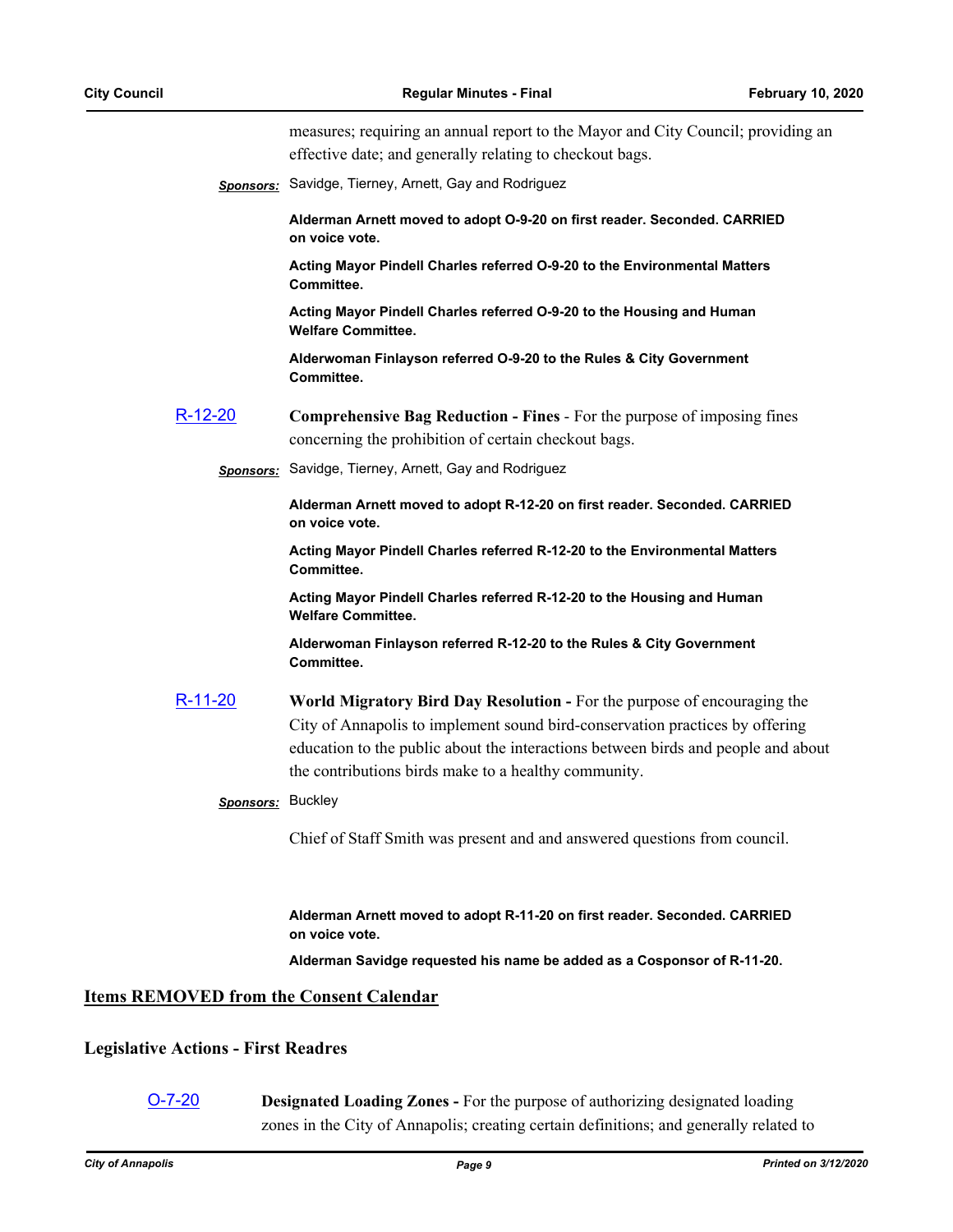measures; requiring an annual report to the Mayor and City Council; providing an effective date; and generally relating to checkout bags.

***Sponsors:*** Savidge, Tierney, Arnett, Gay and Rodriguez

**Alderman Arnett moved to adopt O-9-20 on first reader. Seconded. CARRIED on voice vote.**

**Acting Mayor Pindell Charles referred O-9-20 to the Environmental Matters Committee.**

**Acting Mayor Pindell Charles referred O-9-20 to the Housing and Human Welfare Committee.**

**Alderwoman Finlayson referred O-9-20 to the Rules & City Government Committee.**

R-12-20 **Comprehensive Bag Reduction - Fines** - For the purpose of imposing fines concerning the prohibition of certain checkout bags.

***Sponsors:*** Savidge, Tierney, Arnett, Gay and Rodriguez

**Alderman Arnett moved to adopt R-12-20 on first reader. Seconded. CARRIED on voice vote.**

**Acting Mayor Pindell Charles referred R-12-20 to the Environmental Matters Committee.**

**Acting Mayor Pindell Charles referred R-12-20 to the Housing and Human Welfare Committee.**

**Alderwoman Finlayson referred R-12-20 to the Rules & City Government Committee.**

R-11-20 **World Migratory Bird Day Resolution -** For the purpose of encouraging the City of Annapolis to implement sound bird-conservation practices by offering education to the public about the interactions between birds and people and about the contributions birds make to a healthy community.

***Sponsors:*** Buckley

Chief of Staff Smith was present and and answered questions from council.

**Alderman Arnett moved to adopt R-11-20 on first reader. Seconded. CARRIED on voice vote.**

**Alderman Savidge requested his name be added as a Cosponsor of R-11-20.**

## Items REMOVED from the Consent Calendar

## Legislative Actions - First Readres

O-7-20 **Designated Loading Zones -** For the purpose of authorizing designated loading zones in the City of Annapolis; creating certain definitions; and generally related to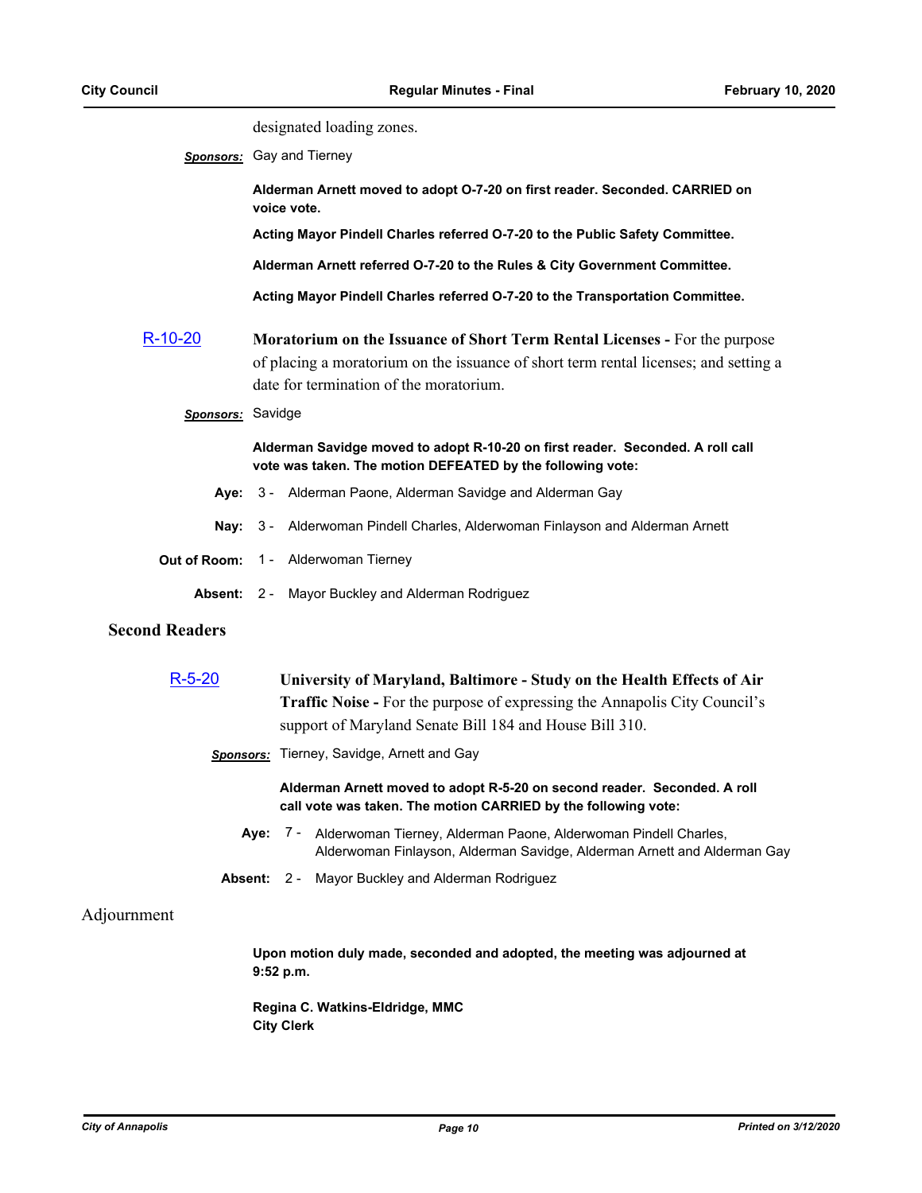designated loading zones.

***Sponsors:*** Gay and Tierney

**Alderman Arnett moved to adopt O-7-20 on first reader. Seconded. CARRIED on voice vote.**

**Acting Mayor Pindell Charles referred O-7-20 to the Public Safety Committee.**

**Alderman Arnett referred O-7-20 to the Rules & City Government Committee.**

**Acting Mayor Pindell Charles referred O-7-20 to the Transportation Committee.**

R-10-20 **Moratorium on the Issuance of Short Term Rental Licenses -** For the purpose of placing a moratorium on the issuance of short term rental licenses; and setting a date for termination of the moratorium.

***Sponsors:*** Savidge

**Alderman Savidge moved to adopt R-10-20 on first reader. Seconded. A roll call vote was taken. The motion DEFEATED by the following vote:**

**Aye:** 3 - Alderman Paone, Alderman Savidge and Alderman Gay

**Nay:** 3 - Alderwoman Pindell Charles, Alderwoman Finlayson and Alderman Arnett

**Out of Room:** 1 - Alderwoman Tierney

**Absent:** 2 - Mayor Buckley and Alderman Rodriguez

## Second Readers

R-5-20 **University of Maryland, Baltimore - Study on the Health Effects of Air Traffic Noise -** For the purpose of expressing the Annapolis City Council's support of Maryland Senate Bill 184 and House Bill 310.

***Sponsors:*** Tierney, Savidge, Arnett and Gay

**Alderman Arnett moved to adopt R-5-20 on second reader. Seconded. A roll call vote was taken. The motion CARRIED by the following vote:**

**Aye:** 7 - Alderwoman Tierney, Alderman Paone, Alderwoman Pindell Charles, Alderwoman Finlayson, Alderman Savidge, Alderman Arnett and Alderman Gay

**Absent:** 2 - Mayor Buckley and Alderman Rodriguez

## Adjournment

**Upon motion duly made, seconded and adopted, the meeting was adjourned at 9:52 p.m.**

**Regina C. Watkins-Eldridge, MMC**
**City Clerk**